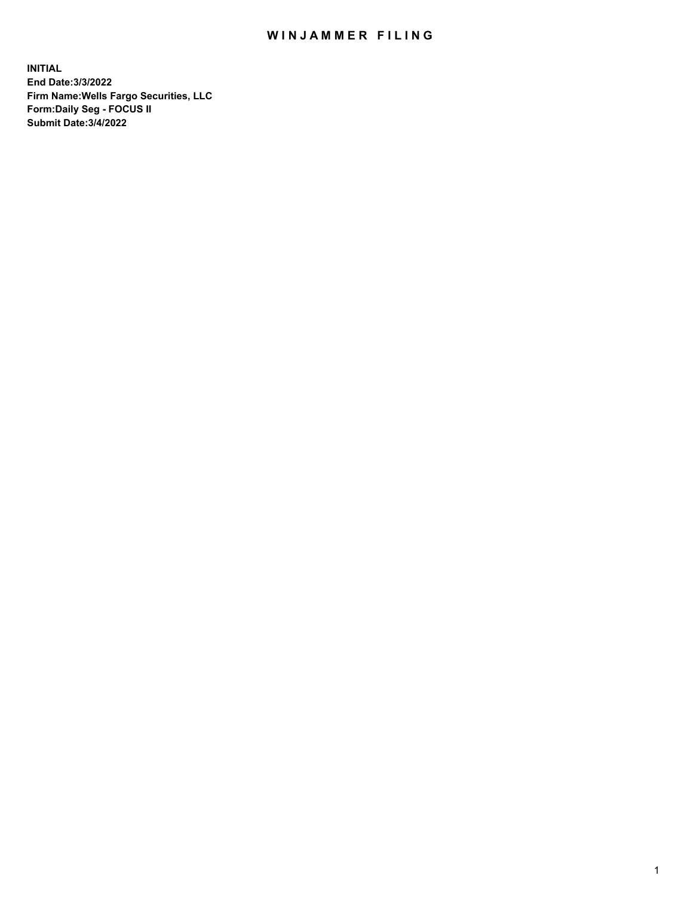# WINJAMMER FILING

**INITIAL**
**End Date:3/3/2022**
**Firm Name:Wells Fargo Securities, LLC**
**Form:Daily Seg - FOCUS II**
**Submit Date:3/4/2022**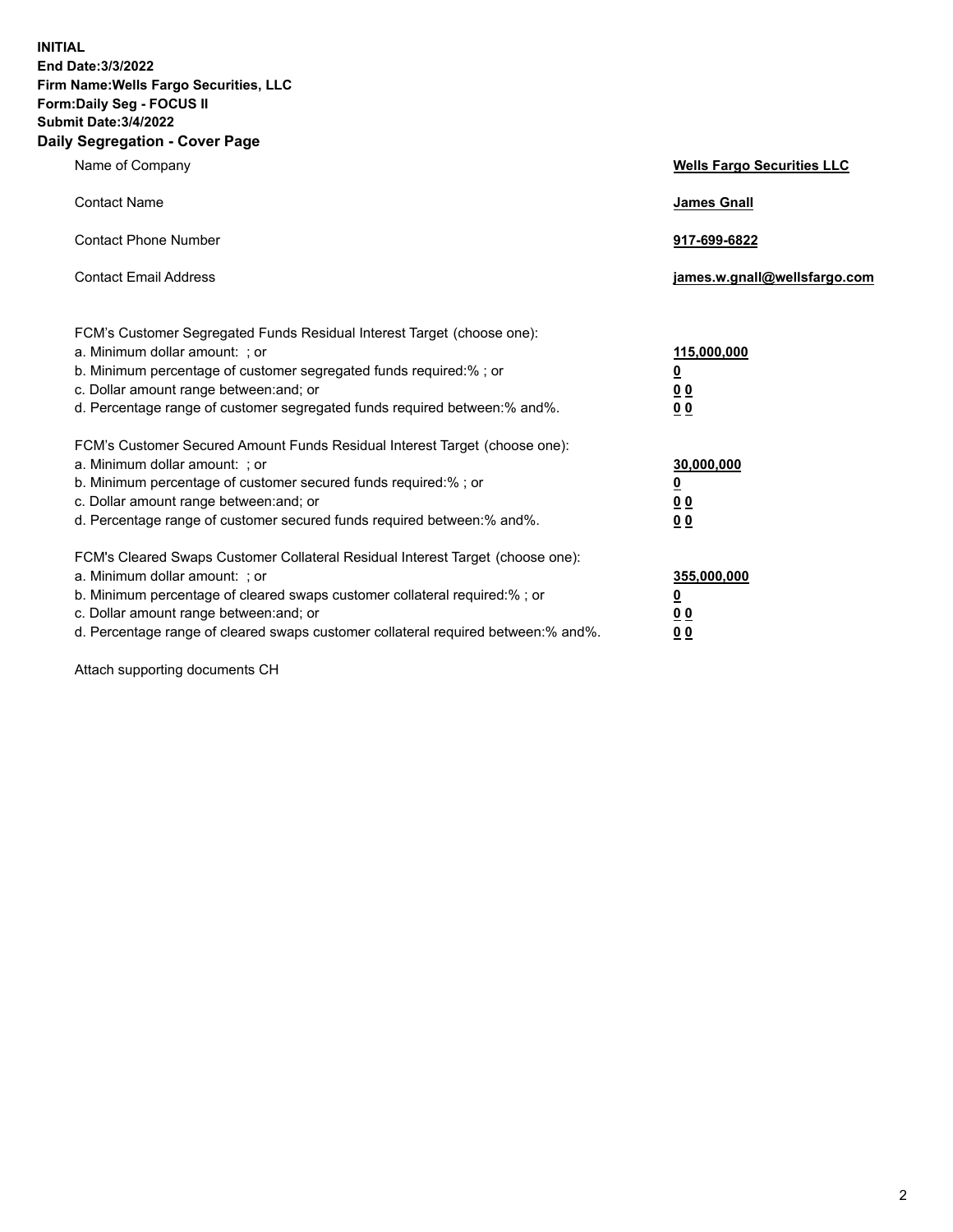**INITIAL**
**End Date:3/3/2022**
**Firm Name:Wells Fargo Securities, LLC**
**Form:Daily Seg - FOCUS II**
**Submit Date:3/4/2022**

## Daily Segregation - Cover Page

| | |
|---|---|
| Name of Company | **Wells Fargo Securities LLC** |
| Contact Name | **James Gnall** |
| Contact Phone Number | **917-699-6822** |
| Contact Email Address | **james.w.gnall@wellsfargo.com** |
| FCM's Customer Segregated Funds Residual Interest Target (choose one): | |
| a. Minimum dollar amount: ; or | **115,000,000** |
| b. Minimum percentage of customer segregated funds required:% ; or | **0** |
| c. Dollar amount range between:and; or | **0 0** |
| d. Percentage range of customer segregated funds required between:% and%. | **0 0** |
| FCM's Customer Secured Amount Funds Residual Interest Target (choose one): | |
| a. Minimum dollar amount: ; or | **30,000,000** |
| b. Minimum percentage of customer secured funds required:% ; or | **0** |
| c. Dollar amount range between:and; or | **0 0** |
| d. Percentage range of customer secured funds required between:% and%. | **0 0** |
| FCM's Cleared Swaps Customer Collateral Residual Interest Target (choose one): | |
| a. Minimum dollar amount: ; or | **355,000,000** |
| b. Minimum percentage of cleared swaps customer collateral required:% ; or | **0** |
| c. Dollar amount range between:and; or | **0 0** |
| d. Percentage range of cleared swaps customer collateral required between:% and%. | **0 0** |

Attach supporting documents CH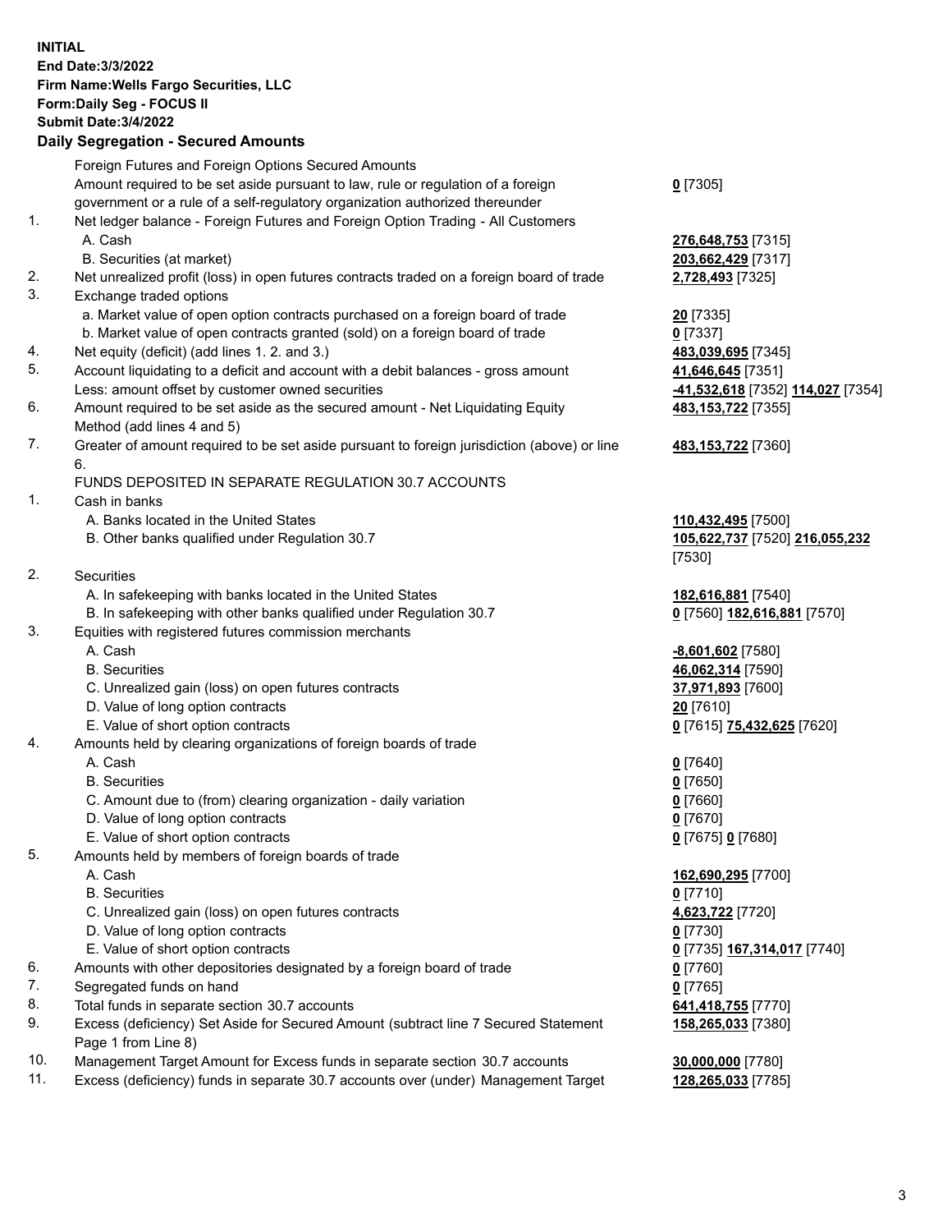**INITIAL**
**End Date:3/3/2022**
**Firm Name:Wells Fargo Securities, LLC**
**Form:Daily Seg - FOCUS II**
**Submit Date:3/4/2022**

### Daily Segregation - Secured Amounts

| | | |
|---|---|---|
| | Foreign Futures and Foreign Options Secured Amounts | |
| | Amount required to be set aside pursuant to law, rule or regulation of a foreign government or a rule of a self-regulatory organization authorized thereunder | **0** [7305] |
| 1. | Net ledger balance - Foreign Futures and Foreign Option Trading - All Customers | |
| | A. Cash | **276,648,753** [7315] |
| | B. Securities (at market) | **203,662,429** [7317] |
| 2. | Net unrealized profit (loss) in open futures contracts traded on a foreign board of trade | **2,728,493** [7325] |
| 3. | Exchange traded options | |
| | a. Market value of open option contracts purchased on a foreign board of trade | **20** [7335] |
| | b. Market value of open contracts granted (sold) on a foreign board of trade | **0** [7337] |
| 4. | Net equity (deficit) (add lines 1. 2. and 3.) | **483,039,695** [7345] |
| 5. | Account liquidating to a deficit and account with a debit balances - gross amount | **41,646,645** [7351] |
| | Less: amount offset by customer owned securities | **-41,532,618** [7352] **114,027** [7354] |
| 6. | Amount required to be set aside as the secured amount - Net Liquidating Equity Method (add lines 4 and 5) | **483,153,722** [7355] |
| 7. | Greater of amount required to be set aside pursuant to foreign jurisdiction (above) or line 6. | **483,153,722** [7360] |
| | FUNDS DEPOSITED IN SEPARATE REGULATION 30.7 ACCOUNTS | |
| 1. | Cash in banks | |
| | A. Banks located in the United States | **110,432,495** [7500] |
| | B. Other banks qualified under Regulation 30.7 | **105,622,737** [7520] **216,055,232** [7530] |
| 2. | Securities | |
| | A. In safekeeping with banks located in the United States | **182,616,881** [7540] |
| | B. In safekeeping with other banks qualified under Regulation 30.7 | **0** [7560] **182,616,881** [7570] |
| 3. | Equities with registered futures commission merchants | |
| | A. Cash | **-8,601,602** [7580] |
| | B. Securities | **46,062,314** [7590] |
| | C. Unrealized gain (loss) on open futures contracts | **37,971,893** [7600] |
| | D. Value of long option contracts | **20** [7610] |
| | E. Value of short option contracts | **0** [7615] **75,432,625** [7620] |
| 4. | Amounts held by clearing organizations of foreign boards of trade | |
| | A. Cash | **0** [7640] |
| | B. Securities | **0** [7650] |
| | C. Amount due to (from) clearing organization - daily variation | **0** [7660] |
| | D. Value of long option contracts | **0** [7670] |
| | E. Value of short option contracts | **0** [7675] **0** [7680] |
| 5. | Amounts held by members of foreign boards of trade | |
| | A. Cash | **162,690,295** [7700] |
| | B. Securities | **0** [7710] |
| | C. Unrealized gain (loss) on open futures contracts | **4,623,722** [7720] |
| | D. Value of long option contracts | **0** [7730] |
| | E. Value of short option contracts | **0** [7735] **167,314,017** [7740] |
| 6. | Amounts with other depositories designated by a foreign board of trade | **0** [7760] |
| 7. | Segregated funds on hand | **0** [7765] |
| 8. | Total funds in separate section 30.7 accounts | **641,418,755** [7770] |
| 9. | Excess (deficiency) Set Aside for Secured Amount (subtract line 7 Secured Statement Page 1 from Line 8) | **158,265,033** [7380] |
| 10. | Management Target Amount for Excess funds in separate section 30.7 accounts | **30,000,000** [7780] |
| 11. | Excess (deficiency) funds in separate 30.7 accounts over (under) Management Target | **128,265,033** [7785] |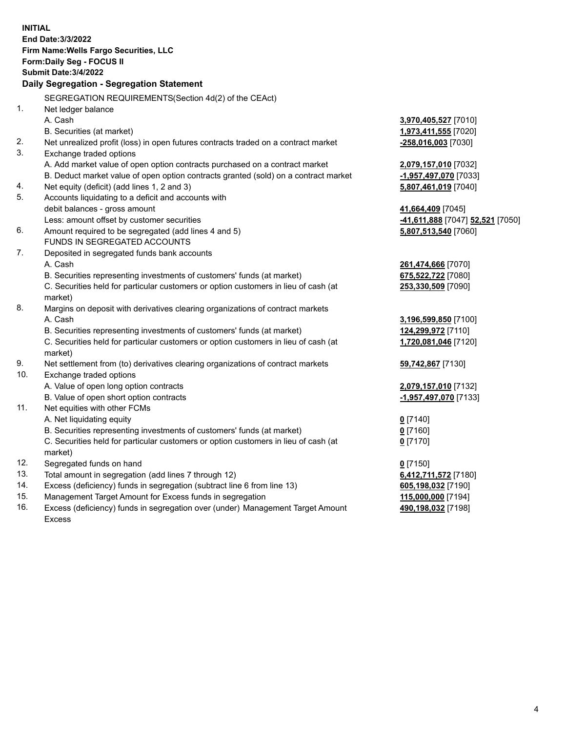**INITIAL**
**End Date:3/3/2022**
**Firm Name:Wells Fargo Securities, LLC**
**Form:Daily Seg - FOCUS II**
**Submit Date:3/4/2022**

**Daily Segregation - Segregation Statement**

| | | |
|---|---|---|
| | SEGREGATION REQUIREMENTS(Section 4d(2) of the CEAct) | |
| 1. | Net ledger balance | |
| | A. Cash | **3,970,405,527** [7010] |
| | B. Securities (at market) | **1,973,411,555** [7020] |
| 2. | Net unrealized profit (loss) in open futures contracts traded on a contract market | **-258,016,003** [7030] |
| 3. | Exchange traded options | |
| | A. Add market value of open option contracts purchased on a contract market | **2,079,157,010** [7032] |
| | B. Deduct market value of open option contracts granted (sold) on a contract market | **-1,957,497,070** [7033] |
| 4. | Net equity (deficit) (add lines 1, 2 and 3) | **5,807,461,019** [7040] |
| 5. | Accounts liquidating to a deficit and accounts with debit balances - gross amount | **41,664,409** [7045] |
| | Less: amount offset by customer securities | **-41,611,888** [7047] **52,521** [7050] |
| 6. | Amount required to be segregated (add lines 4 and 5) | **5,807,513,540** [7060] |
| | FUNDS IN SEGREGATED ACCOUNTS | |
| 7. | Deposited in segregated funds bank accounts | |
| | A. Cash | **261,474,666** [7070] |
| | B. Securities representing investments of customers' funds (at market) | **675,522,722** [7080] |
| | C. Securities held for particular customers or option customers in lieu of cash (at market) | **253,330,509** [7090] |
| 8. | Margins on deposit with derivatives clearing organizations of contract markets | |
| | A. Cash | **3,196,599,850** [7100] |
| | B. Securities representing investments of customers' funds (at market) | **124,299,972** [7110] |
| | C. Securities held for particular customers or option customers in lieu of cash (at market) | **1,720,081,046** [7120] |
| 9. | Net settlement from (to) derivatives clearing organizations of contract markets | **59,742,867** [7130] |
| 10. | Exchange traded options | |
| | A. Value of open long option contracts | **2,079,157,010** [7132] |
| | B. Value of open short option contracts | **-1,957,497,070** [7133] |
| 11. | Net equities with other FCMs | |
| | A. Net liquidating equity | **0** [7140] |
| | B. Securities representing investments of customers' funds (at market) | **0** [7160] |
| | C. Securities held for particular customers or option customers in lieu of cash (at market) | **0** [7170] |
| 12. | Segregated funds on hand | **0** [7150] |
| 13. | Total amount in segregation (add lines 7 through 12) | **6,412,711,572** [7180] |
| 14. | Excess (deficiency) funds in segregation (subtract line 6 from line 13) | **605,198,032** [7190] |
| 15. | Management Target Amount for Excess funds in segregation | **115,000,000** [7194] |
| 16. | Excess (deficiency) funds in segregation over (under) Management Target Amount Excess | **490,198,032** [7198] |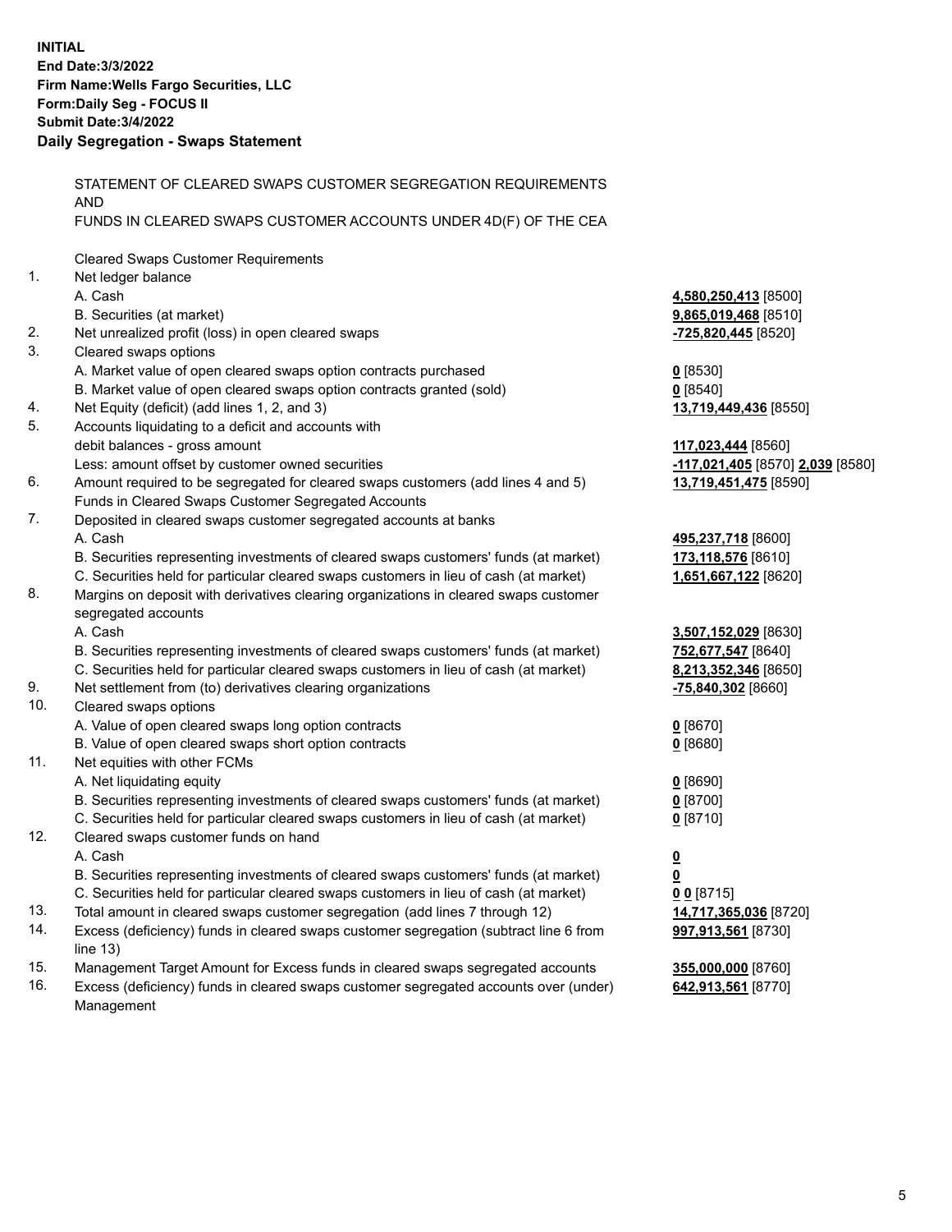**INITIAL**
**End Date:3/3/2022**
**Firm Name:Wells Fargo Securities, LLC**
**Form:Daily Seg - FOCUS II**
**Submit Date:3/4/2022**
**Daily Segregation - Swaps Statement**

STATEMENT OF CLEARED SWAPS CUSTOMER SEGREGATION REQUIREMENTS AND
FUNDS IN CLEARED SWAPS CUSTOMER ACCOUNTS UNDER 4D(F) OF THE CEA

| | | |
|---|---|---|
| | Cleared Swaps Customer Requirements | |
| 1. | Net ledger balance | |
| | A. Cash | **4,580,250,413** [8500] |
| | B. Securities (at market) | **9,865,019,468** [8510] |
| 2. | Net unrealized profit (loss) in open cleared swaps | **-725,820,445** [8520] |
| 3. | Cleared swaps options | |
| | A. Market value of open cleared swaps option contracts purchased | **0** [8530] |
| | B. Market value of open cleared swaps option contracts granted (sold) | **0** [8540] |
| 4. | Net Equity (deficit) (add lines 1, 2, and 3) | **13,719,449,436** [8550] |
| 5. | Accounts liquidating to a deficit and accounts with | |
| | debit balances - gross amount | **117,023,444** [8560] |
| | Less: amount offset by customer owned securities | **-117,021,405** [8570] **2,039** [8580] |
| 6. | Amount required to be segregated for cleared swaps customers (add lines 4 and 5) | **13,719,451,475** [8590] |
| | Funds in Cleared Swaps Customer Segregated Accounts | |
| 7. | Deposited in cleared swaps customer segregated accounts at banks | |
| | A. Cash | **495,237,718** [8600] |
| | B. Securities representing investments of cleared swaps customers' funds (at market) | **173,118,576** [8610] |
| | C. Securities held for particular cleared swaps customers in lieu of cash (at market) | **1,651,667,122** [8620] |
| 8. | Margins on deposit with derivatives clearing organizations in cleared swaps customer segregated accounts | |
| | A. Cash | **3,507,152,029** [8630] |
| | B. Securities representing investments of cleared swaps customers' funds (at market) | **752,677,547** [8640] |
| | C. Securities held for particular cleared swaps customers in lieu of cash (at market) | **8,213,352,346** [8650] |
| 9. | Net settlement from (to) derivatives clearing organizations | **-75,840,302** [8660] |
| 10. | Cleared swaps options | |
| | A. Value of open cleared swaps long option contracts | **0** [8670] |
| | B. Value of open cleared swaps short option contracts | **0** [8680] |
| 11. | Net equities with other FCMs | |
| | A. Net liquidating equity | **0** [8690] |
| | B. Securities representing investments of cleared swaps customers' funds (at market) | **0** [8700] |
| | C. Securities held for particular cleared swaps customers in lieu of cash (at market) | **0** [8710] |
| 12. | Cleared swaps customer funds on hand | |
| | A. Cash | **0** |
| | B. Securities representing investments of cleared swaps customers' funds (at market) | **0** |
| | C. Securities held for particular cleared swaps customers in lieu of cash (at market) | **0** **0** [8715] |
| 13. | Total amount in cleared swaps customer segregation (add lines 7 through 12) | **14,717,365,036** [8720] |
| 14. | Excess (deficiency) funds in cleared swaps customer segregation (subtract line 6 from line 13) | **997,913,561** [8730] |
| 15. | Management Target Amount for Excess funds in cleared swaps segregated accounts | **355,000,000** [8760] |
| 16. | Excess (deficiency) funds in cleared swaps customer segregated accounts over (under) Management | **642,913,561** [8770] |